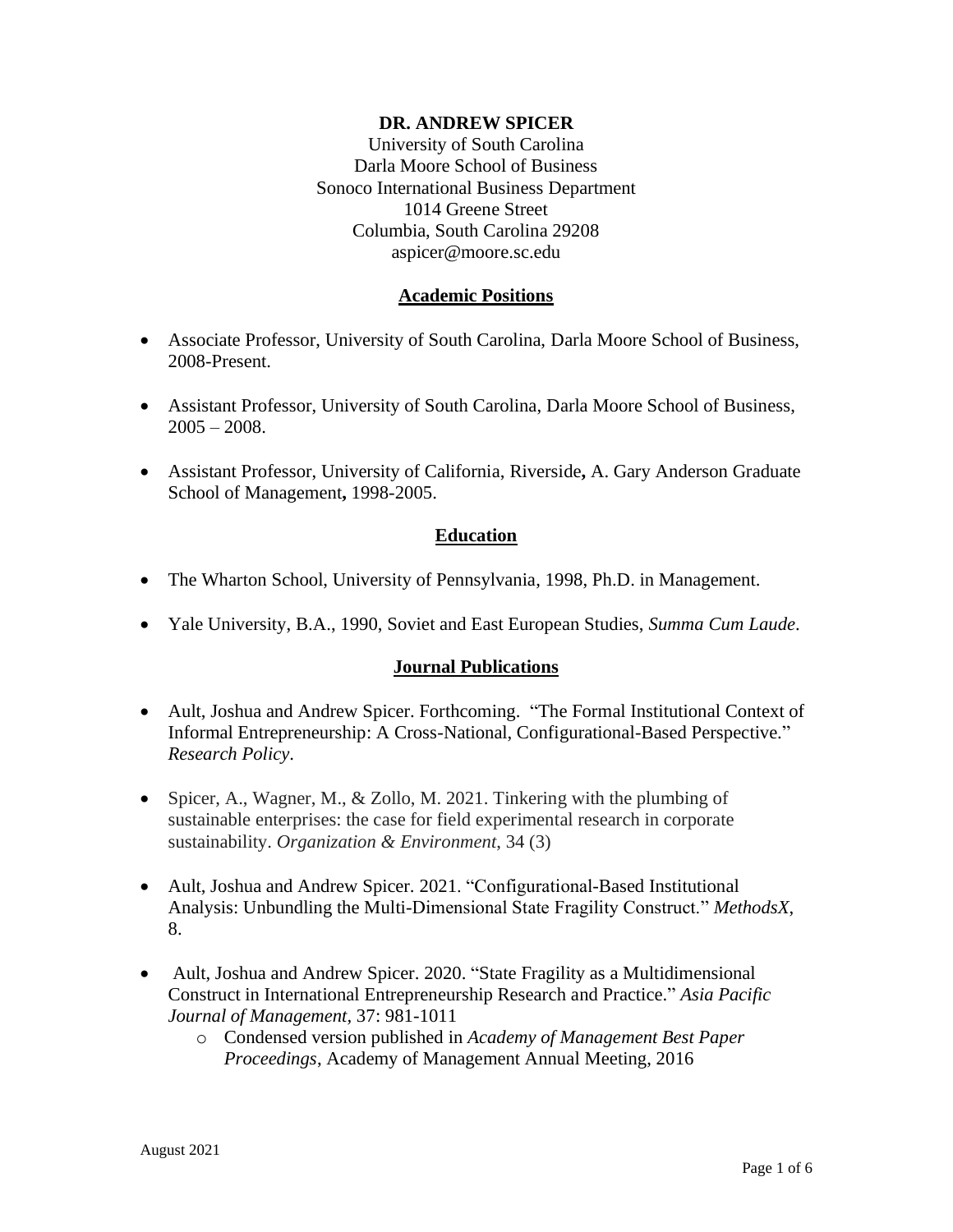# DR. ANDREW SPICER

University of South Carolina
Darla Moore School of Business
Sonoco International Business Department
1014 Greene Street
Columbia, South Carolina 29208
aspicer@moore.sc.edu

## Academic Positions

- Associate Professor, University of South Carolina, Darla Moore School of Business, 2008-Present.
- Assistant Professor, University of South Carolina, Darla Moore School of Business, 2005 – 2008.
- Assistant Professor, University of California, Riverside**,** A. Gary Anderson Graduate School of Management**,** 1998-2005.

## Education

- The Wharton School, University of Pennsylvania, 1998, Ph.D. in Management.
- Yale University, B.A., 1990, Soviet and East European Studies, *Summa Cum Laude*.

## Journal Publications

- Ault, Joshua and Andrew Spicer. Forthcoming. "The Formal Institutional Context of Informal Entrepreneurship: A Cross-National, Configurational-Based Perspective." *Research Policy*.
- Spicer, A., Wagner, M., & Zollo, M. 2021. Tinkering with the plumbing of sustainable enterprises: the case for field experimental research in corporate sustainability. *Organization & Environment*, 34 (3)
- Ault, Joshua and Andrew Spicer. 2021. "Configurational-Based Institutional Analysis: Unbundling the Multi-Dimensional State Fragility Construct." *MethodsX*, 8.
- Ault, Joshua and Andrew Spicer. 2020. "State Fragility as a Multidimensional Construct in International Entrepreneurship Research and Practice." *Asia Pacific Journal of Management*, 37: 981-1011
  - Condensed version published in *Academy of Management Best Paper Proceedings*, Academy of Management Annual Meeting, 2016

August 2021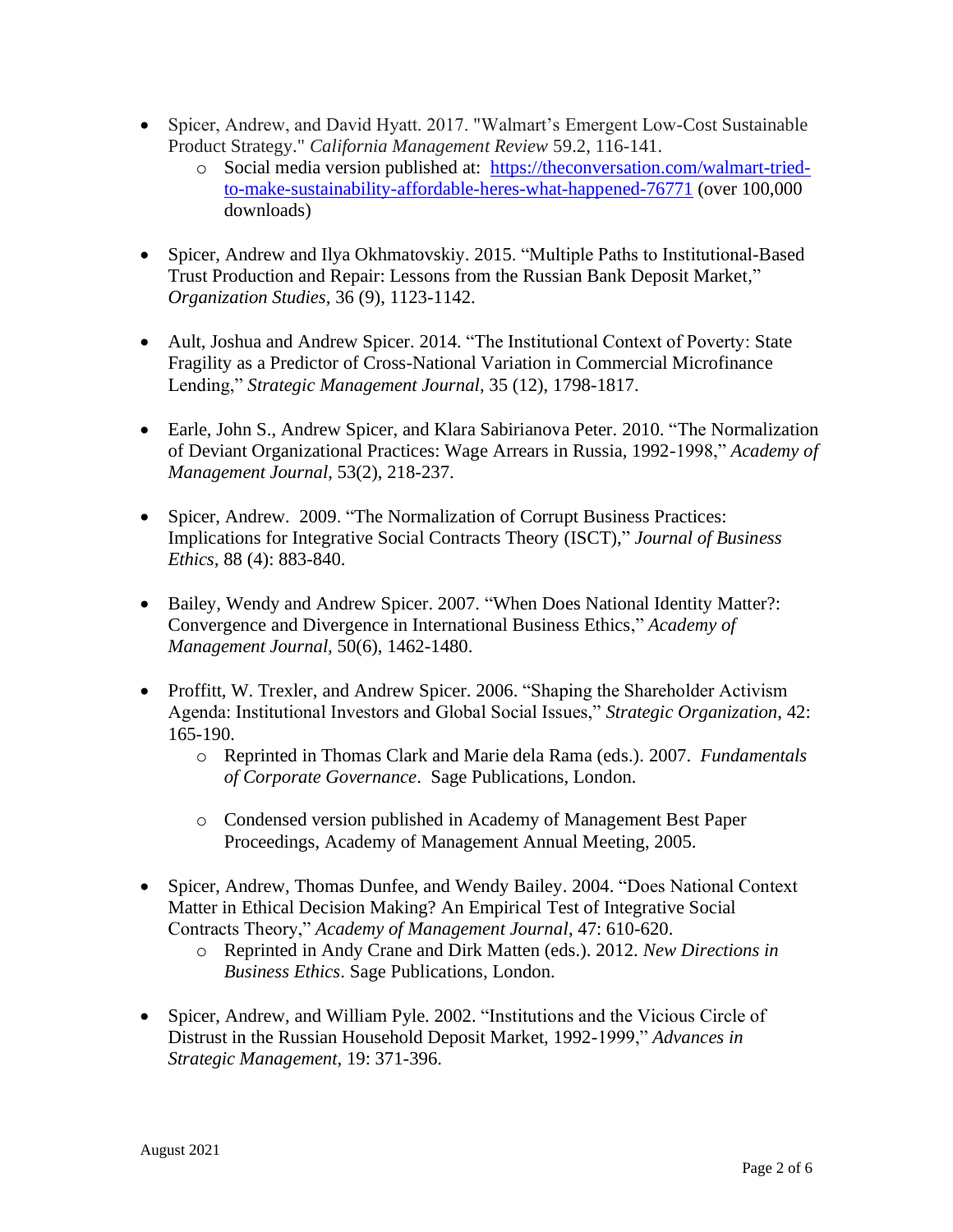- Spicer, Andrew, and David Hyatt. 2017. "Walmart's Emergent Low-Cost Sustainable Product Strategy." *California Management Review* 59.2, 116-141.
  - Social media version published at: [https://theconversation.com/walmart-tried-to-make-sustainability-affordable-heres-what-happened-76771](https://theconversation.com/walmart-tried-to-make-sustainability-affordable-heres-what-happened-76771) (over 100,000 downloads)

- Spicer, Andrew and Ilya Okhmatovskiy. 2015. "Multiple Paths to Institutional-Based Trust Production and Repair: Lessons from the Russian Bank Deposit Market," *Organization Studies*, 36 (9), 1123-1142.

- Ault, Joshua and Andrew Spicer. 2014. "The Institutional Context of Poverty: State Fragility as a Predictor of Cross-National Variation in Commercial Microfinance Lending," *Strategic Management Journal*, 35 (12), 1798-1817.

- Earle, John S., Andrew Spicer, and Klara Sabirianova Peter. 2010. "The Normalization of Deviant Organizational Practices: Wage Arrears in Russia, 1992-1998," *Academy of Management Journal*, 53(2), 218-237.

- Spicer, Andrew. 2009. "The Normalization of Corrupt Business Practices: Implications for Integrative Social Contracts Theory (ISCT)," *Journal of Business Ethics*, 88 (4): 883-840.

- Bailey, Wendy and Andrew Spicer. 2007. "When Does National Identity Matter?: Convergence and Divergence in International Business Ethics," *Academy of Management Journal*, 50(6), 1462-1480.

- Proffitt, W. Trexler, and Andrew Spicer. 2006. "Shaping the Shareholder Activism Agenda: Institutional Investors and Global Social Issues," *Strategic Organization*, 42: 165-190.
  - Reprinted in Thomas Clark and Marie dela Rama (eds.). 2007. *Fundamentals of Corporate Governance*. Sage Publications, London.
  - Condensed version published in Academy of Management Best Paper Proceedings, Academy of Management Annual Meeting, 2005.

- Spicer, Andrew, Thomas Dunfee, and Wendy Bailey. 2004. "Does National Context Matter in Ethical Decision Making? An Empirical Test of Integrative Social Contracts Theory," *Academy of Management Journal*, 47: 610-620.
  - Reprinted in Andy Crane and Dirk Matten (eds.). 2012. *New Directions in Business Ethics*. Sage Publications, London.

- Spicer, Andrew, and William Pyle. 2002. "Institutions and the Vicious Circle of Distrust in the Russian Household Deposit Market, 1992-1999," *Advances in Strategic Management*, 19: 371-396.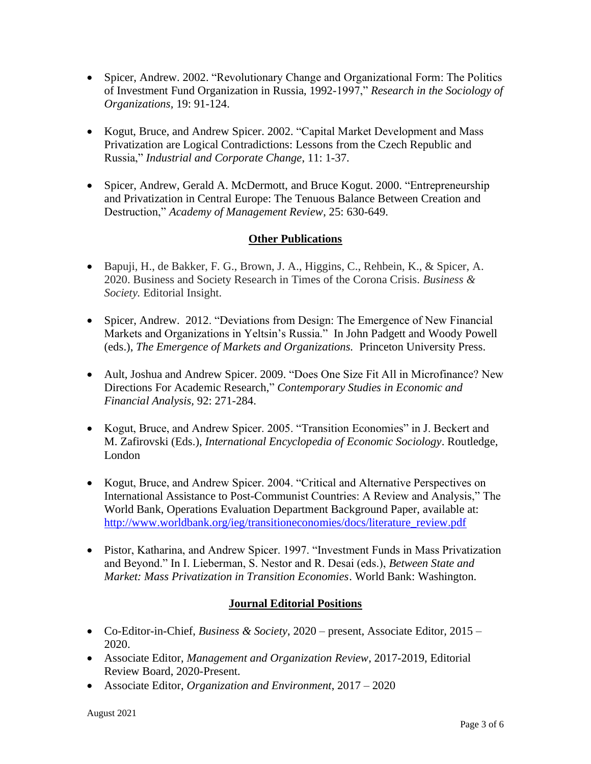- Spicer, Andrew. 2002. "Revolutionary Change and Organizational Form: The Politics of Investment Fund Organization in Russia, 1992-1997," *Research in the Sociology of Organizations*, 19: 91-124.

- Kogut, Bruce, and Andrew Spicer. 2002. "Capital Market Development and Mass Privatization are Logical Contradictions: Lessons from the Czech Republic and Russia," *Industrial and Corporate Change*, 11: 1-37.

- Spicer, Andrew, Gerald A. McDermott, and Bruce Kogut. 2000. "Entrepreneurship and Privatization in Central Europe: The Tenuous Balance Between Creation and Destruction," *Academy of Management Review*, 25: 630-649.

## Other Publications

- Bapuji, H., de Bakker, F. G., Brown, J. A., Higgins, C., Rehbein, K., & Spicer, A. 2020. Business and Society Research in Times of the Corona Crisis. *Business & Society.* Editorial Insight.

- Spicer, Andrew. 2012. "Deviations from Design: The Emergence of New Financial Markets and Organizations in Yeltsin's Russia." In John Padgett and Woody Powell (eds.), *The Emergence of Markets and Organizations.* Princeton University Press.

- Ault, Joshua and Andrew Spicer. 2009. "Does One Size Fit All in Microfinance? New Directions For Academic Research," *Contemporary Studies in Economic and Financial Analysis,* 92: 271-284.

- Kogut, Bruce, and Andrew Spicer. 2005. "Transition Economies" in J. Beckert and M. Zafirovski (Eds.), *International Encyclopedia of Economic Sociology*. Routledge, London

- Kogut, Bruce, and Andrew Spicer. 2004. "Critical and Alternative Perspectives on International Assistance to Post-Communist Countries: A Review and Analysis," The World Bank, Operations Evaluation Department Background Paper, available at: http://www.worldbank.org/ieg/transitioneconomies/docs/literature_review.pdf

- Pistor, Katharina, and Andrew Spicer. 1997. "Investment Funds in Mass Privatization and Beyond." In I. Lieberman, S. Nestor and R. Desai (eds.), *Between State and Market: Mass Privatization in Transition Economies*. World Bank: Washington.

## Journal Editorial Positions

- Co-Editor-in-Chief, *Business & Society*, 2020 – present, Associate Editor, 2015 – 2020.
- Associate Editor, *Management and Organization Review*, 2017-2019, Editorial Review Board, 2020-Present.
- Associate Editor, *Organization and Environment*, 2017 – 2020

August 2021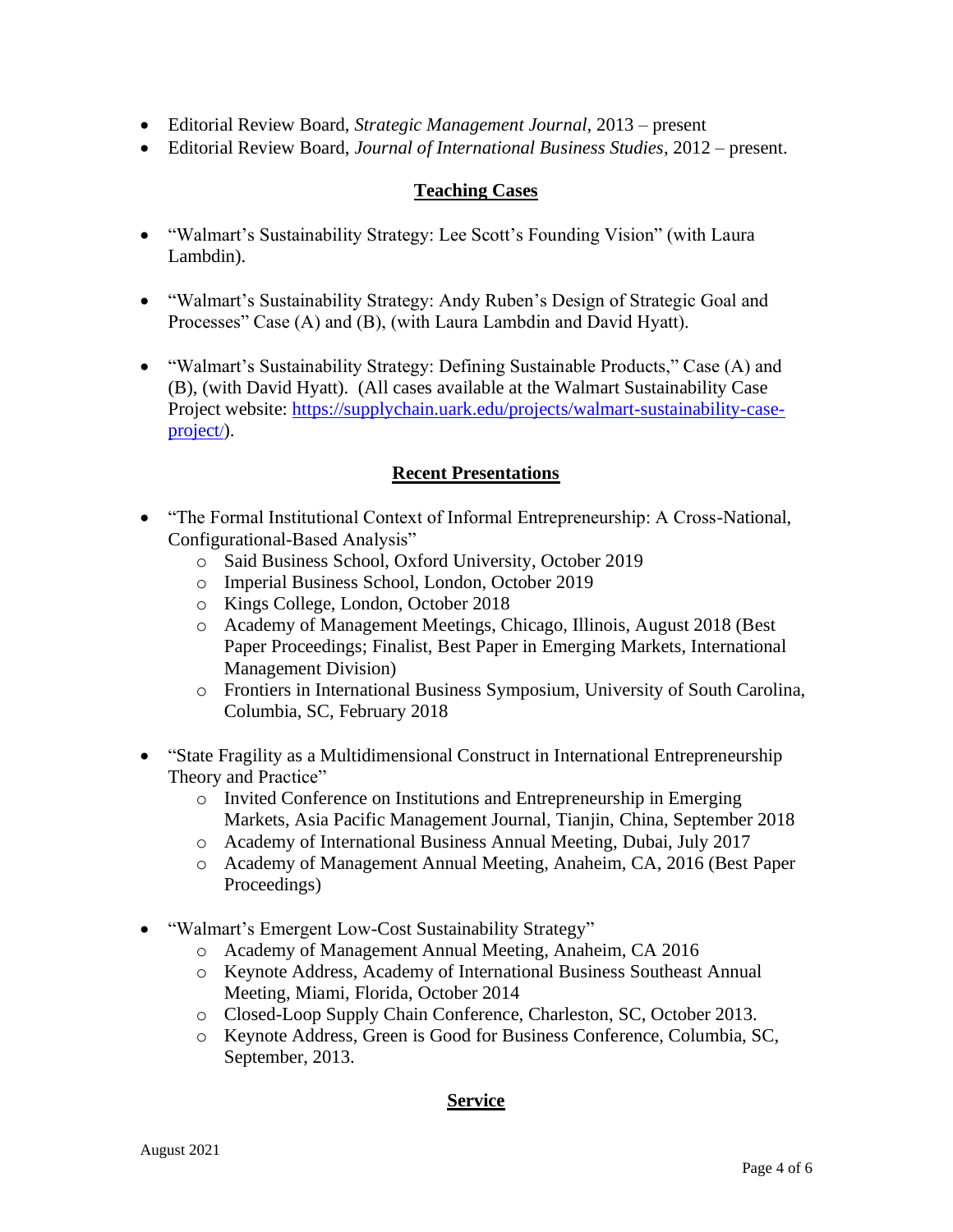- Editorial Review Board, *Strategic Management Journal,* 2013 – present
- Editorial Review Board, *Journal of International Business Studies*, 2012 – present.

## Teaching Cases

- "Walmart's Sustainability Strategy: Lee Scott's Founding Vision" (with Laura Lambdin).

- "Walmart's Sustainability Strategy: Andy Ruben's Design of Strategic Goal and Processes" Case (A) and (B), (with Laura Lambdin and David Hyatt).

- "Walmart's Sustainability Strategy: Defining Sustainable Products," Case (A) and (B), (with David Hyatt). (All cases available at the Walmart Sustainability Case Project website: [https://supplychain.uark.edu/projects/walmart-sustainability-case-project/](https://supplychain.uark.edu/projects/walmart-sustainability-case-project/)).

## Recent Presentations

- "The Formal Institutional Context of Informal Entrepreneurship: A Cross-National, Configurational-Based Analysis"
  - Said Business School, Oxford University, October 2019
  - Imperial Business School, London, October 2019
  - Kings College, London, October 2018
  - Academy of Management Meetings, Chicago, Illinois, August 2018 (Best Paper Proceedings; Finalist, Best Paper in Emerging Markets, International Management Division)
  - Frontiers in International Business Symposium, University of South Carolina, Columbia, SC, February 2018

- "State Fragility as a Multidimensional Construct in International Entrepreneurship Theory and Practice"
  - Invited Conference on Institutions and Entrepreneurship in Emerging Markets, Asia Pacific Management Journal, Tianjin, China, September 2018
  - Academy of International Business Annual Meeting, Dubai, July 2017
  - Academy of Management Annual Meeting, Anaheim, CA, 2016 (Best Paper Proceedings)

- "Walmart's Emergent Low-Cost Sustainability Strategy"
  - Academy of Management Annual Meeting, Anaheim, CA 2016
  - Keynote Address, Academy of International Business Southeast Annual Meeting, Miami, Florida, October 2014
  - Closed-Loop Supply Chain Conference, Charleston, SC, October 2013.
  - Keynote Address, Green is Good for Business Conference, Columbia, SC, September, 2013.

## Service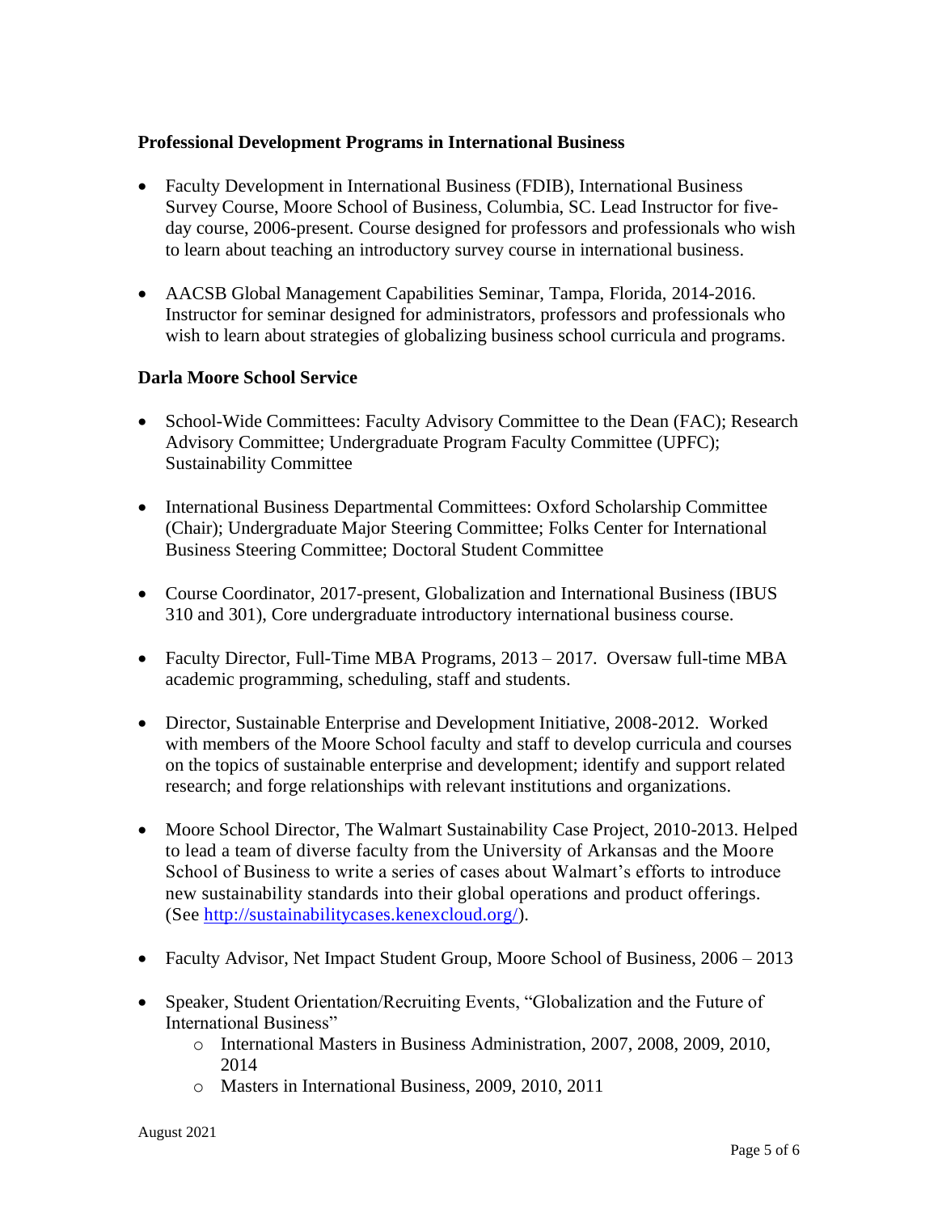**Professional Development Programs in International Business**

- Faculty Development in International Business (FDIB), International Business Survey Course, Moore School of Business, Columbia, SC. Lead Instructor for five-day course, 2006-present. Course designed for professors and professionals who wish to learn about teaching an introductory survey course in international business.

- AACSB Global Management Capabilities Seminar, Tampa, Florida, 2014-2016. Instructor for seminar designed for administrators, professors and professionals who wish to learn about strategies of globalizing business school curricula and programs.

**Darla Moore School Service**

- School-Wide Committees: Faculty Advisory Committee to the Dean (FAC); Research Advisory Committee; Undergraduate Program Faculty Committee (UPFC); Sustainability Committee

- International Business Departmental Committees: Oxford Scholarship Committee (Chair); Undergraduate Major Steering Committee; Folks Center for International Business Steering Committee; Doctoral Student Committee

- Course Coordinator, 2017-present, Globalization and International Business (IBUS 310 and 301), Core undergraduate introductory international business course.

- Faculty Director, Full-Time MBA Programs, 2013 – 2017. Oversaw full-time MBA academic programming, scheduling, staff and students.

- Director, Sustainable Enterprise and Development Initiative, 2008-2012. Worked with members of the Moore School faculty and staff to develop curricula and courses on the topics of sustainable enterprise and development; identify and support related research; and forge relationships with relevant institutions and organizations.

- Moore School Director, The Walmart Sustainability Case Project, 2010-2013. Helped to lead a team of diverse faculty from the University of Arkansas and the Moore School of Business to write a series of cases about Walmart's efforts to introduce new sustainability standards into their global operations and product offerings. (See http://sustainabilitycases.kenexcloud.org/).

- Faculty Advisor, Net Impact Student Group, Moore School of Business, 2006 – 2013

- Speaker, Student Orientation/Recruiting Events, "Globalization and the Future of International Business"
  - International Masters in Business Administration, 2007, 2008, 2009, 2010, 2014
  - Masters in International Business, 2009, 2010, 2011

August 2021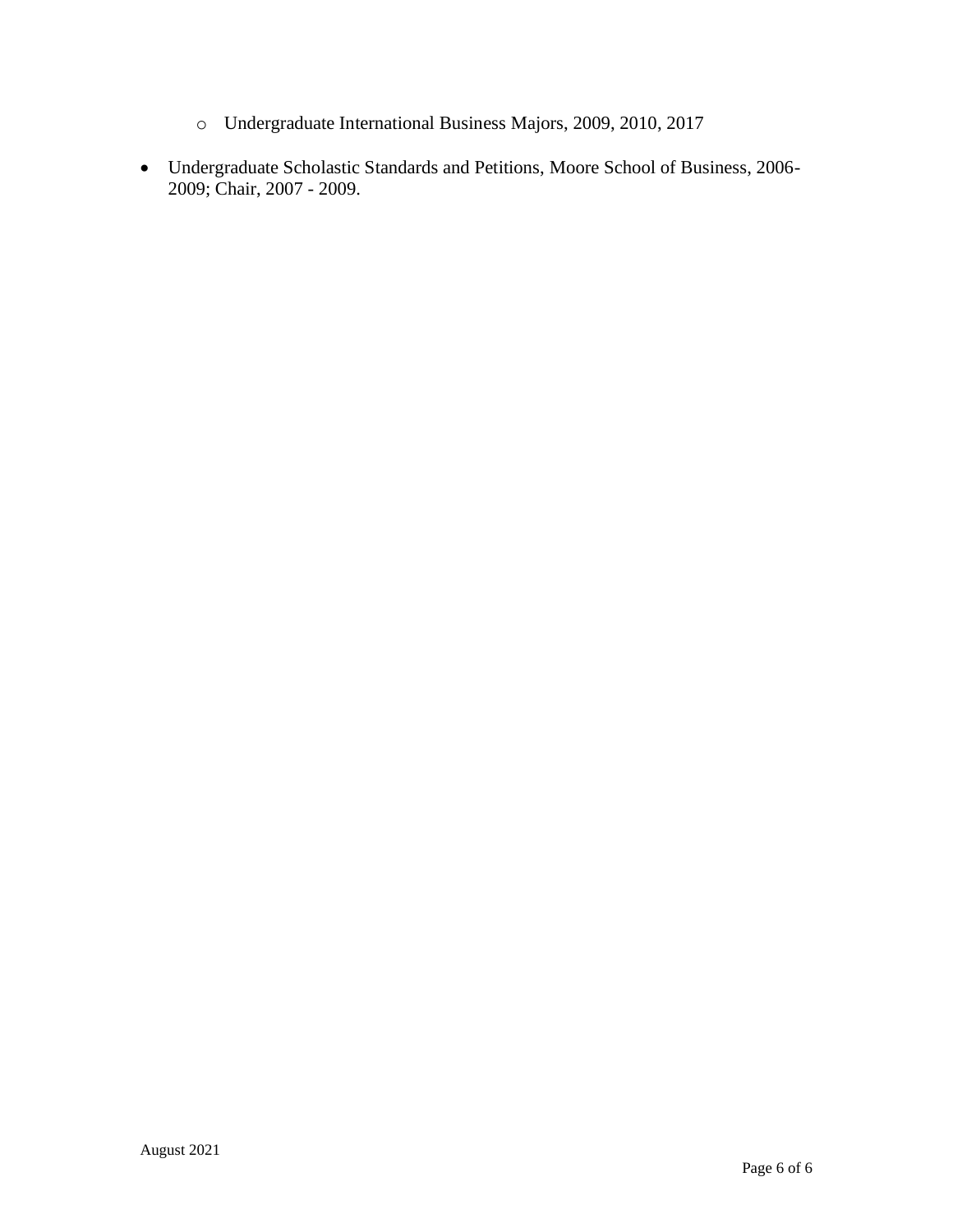- Undergraduate International Business Majors, 2009, 2010, 2017

- Undergraduate Scholastic Standards and Petitions, Moore School of Business, 2006-2009; Chair, 2007 - 2009.

August 2021